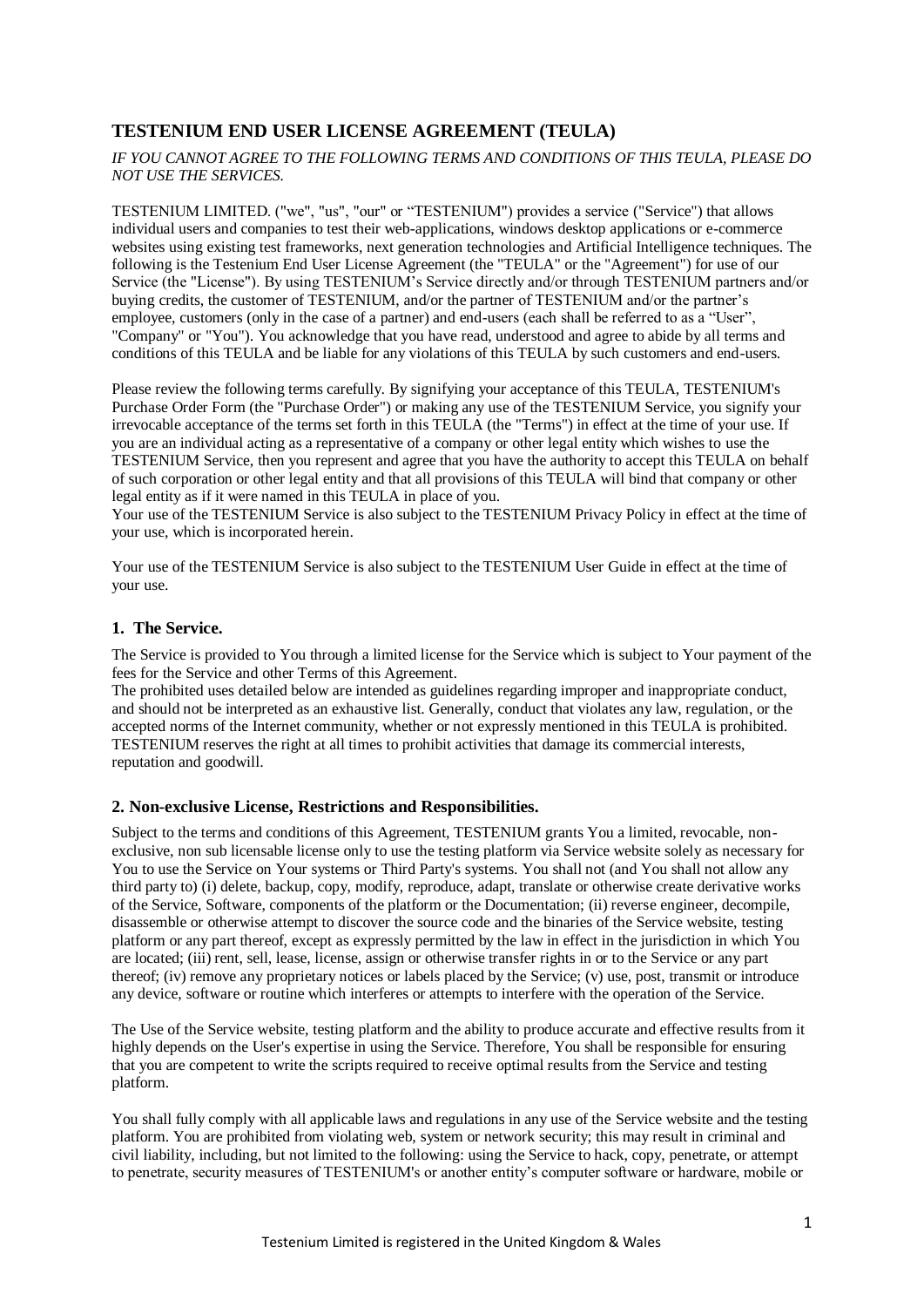# TESTENIUM END USER LICENSE AGREEMENT (TEULA)

*IF YOU CANNOT AGREE TO THE FOLLOWING TERMS AND CONDITIONS OF THIS TEULA, PLEASE DO NOT USE THE SERVICES.*

TESTENIUM LIMITED. ("we", "us", "our" or "TESTENIUM") provides a service ("Service") that allows individual users and companies to test their web-applications, windows desktop applications or e-commerce websites using existing test frameworks, next generation technologies and Artificial Intelligence techniques. The following is the Testenium End User License Agreement (the "TEULA" or the "Agreement") for use of our Service (the "License"). By using TESTENIUM's Service directly and/or through TESTENIUM partners and/or buying credits, the customer of TESTENIUM, and/or the partner of TESTENIUM and/or the partner's employee, customers (only in the case of a partner) and end-users (each shall be referred to as a "User", "Company" or "You"). You acknowledge that you have read, understood and agree to abide by all terms and conditions of this TEULA and be liable for any violations of this TEULA by such customers and end-users.

Please review the following terms carefully. By signifying your acceptance of this TEULA, TESTENIUM's Purchase Order Form (the "Purchase Order") or making any use of the TESTENIUM Service, you signify your irrevocable acceptance of the terms set forth in this TEULA (the "Terms") in effect at the time of your use. If you are an individual acting as a representative of a company or other legal entity which wishes to use the TESTENIUM Service, then you represent and agree that you have the authority to accept this TEULA on behalf of such corporation or other legal entity and that all provisions of this TEULA will bind that company or other legal entity as if it were named in this TEULA in place of you.
Your use of the TESTENIUM Service is also subject to the TESTENIUM Privacy Policy in effect at the time of your use, which is incorporated herein.

Your use of the TESTENIUM Service is also subject to the TESTENIUM User Guide in effect at the time of your use.

## 1. The Service.

The Service is provided to You through a limited license for the Service which is subject to Your payment of the fees for the Service and other Terms of this Agreement.
The prohibited uses detailed below are intended as guidelines regarding improper and inappropriate conduct, and should not be interpreted as an exhaustive list. Generally, conduct that violates any law, regulation, or the accepted norms of the Internet community, whether or not expressly mentioned in this TEULA is prohibited. TESTENIUM reserves the right at all times to prohibit activities that damage its commercial interests, reputation and goodwill.

## 2. Non-exclusive License, Restrictions and Responsibilities.

Subject to the terms and conditions of this Agreement, TESTENIUM grants You a limited, revocable, non-exclusive, non sub licensable license only to use the testing platform via Service website solely as necessary for You to use the Service on Your systems or Third Party's systems. You shall not (and You shall not allow any third party to) (i) delete, backup, copy, modify, reproduce, adapt, translate or otherwise create derivative works of the Service, Software, components of the platform or the Documentation; (ii) reverse engineer, decompile, disassemble or otherwise attempt to discover the source code and the binaries of the Service website, testing platform or any part thereof, except as expressly permitted by the law in effect in the jurisdiction in which You are located; (iii) rent, sell, lease, license, assign or otherwise transfer rights in or to the Service or any part thereof; (iv) remove any proprietary notices or labels placed by the Service; (v) use, post, transmit or introduce any device, software or routine which interferes or attempts to interfere with the operation of the Service.

The Use of the Service website, testing platform and the ability to produce accurate and effective results from it highly depends on the User's expertise in using the Service. Therefore, You shall be responsible for ensuring that you are competent to write the scripts required to receive optimal results from the Service and testing platform.

You shall fully comply with all applicable laws and regulations in any use of the Service website and the testing platform. You are prohibited from violating web, system or network security; this may result in criminal and civil liability, including, but not limited to the following: using the Service to hack, copy, penetrate, or attempt to penetrate, security measures of TESTENIUM's or another entity's computer software or hardware, mobile or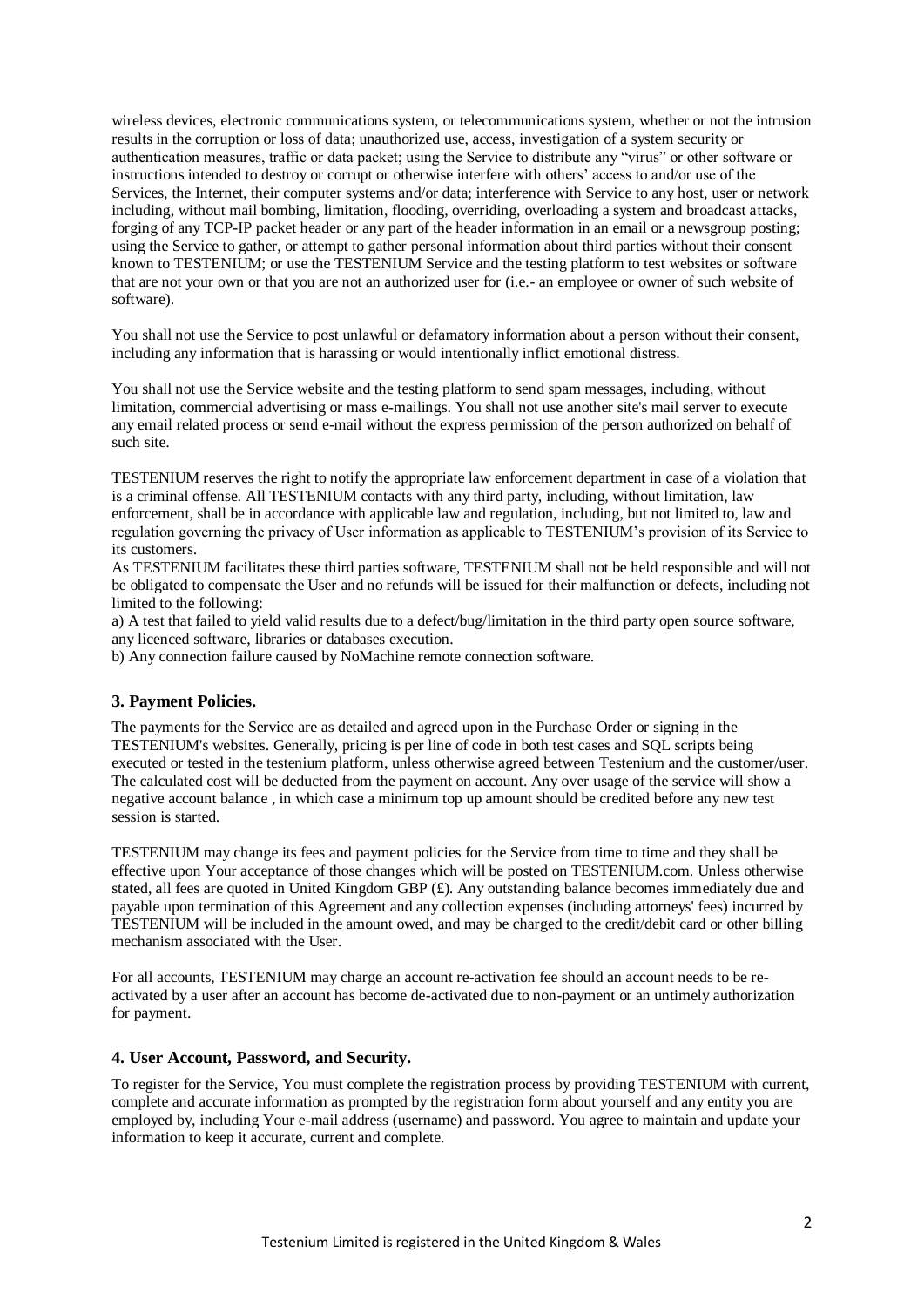wireless devices, electronic communications system, or telecommunications system, whether or not the intrusion results in the corruption or loss of data; unauthorized use, access, investigation of a system security or authentication measures, traffic or data packet; using the Service to distribute any "virus" or other software or instructions intended to destroy or corrupt or otherwise interfere with others' access to and/or use of the Services, the Internet, their computer systems and/or data; interference with Service to any host, user or network including, without mail bombing, limitation, flooding, overriding, overloading a system and broadcast attacks, forging of any TCP-IP packet header or any part of the header information in an email or a newsgroup posting; using the Service to gather, or attempt to gather personal information about third parties without their consent known to TESTENIUM; or use the TESTENIUM Service and the testing platform to test websites or software that are not your own or that you are not an authorized user for (i.e.- an employee or owner of such website of software).

You shall not use the Service to post unlawful or defamatory information about a person without their consent, including any information that is harassing or would intentionally inflict emotional distress.

You shall not use the Service website and the testing platform to send spam messages, including, without limitation, commercial advertising or mass e-mailings. You shall not use another site's mail server to execute any email related process or send e-mail without the express permission of the person authorized on behalf of such site.

TESTENIUM reserves the right to notify the appropriate law enforcement department in case of a violation that is a criminal offense. All TESTENIUM contacts with any third party, including, without limitation, law enforcement, shall be in accordance with applicable law and regulation, including, but not limited to, law and regulation governing the privacy of User information as applicable to TESTENIUM's provision of its Service to its customers.
As TESTENIUM facilitates these third parties software, TESTENIUM shall not be held responsible and will not be obligated to compensate the User and no refunds will be issued for their malfunction or defects, including not limited to the following:
a) A test that failed to yield valid results due to a defect/bug/limitation in the third party open source software, any licenced software, libraries or databases execution.
b) Any connection failure caused by NoMachine remote connection software.

### 3. Payment Policies.

The payments for the Service are as detailed and agreed upon in the Purchase Order or signing in the TESTENIUM's websites. Generally, pricing is per line of code in both test cases and SQL scripts being executed or tested in the testenium platform, unless otherwise agreed between Testenium and the customer/user. The calculated cost will be deducted from the payment on account. Any over usage of the service will show a negative account balance , in which case a minimum top up amount should be credited before any new test session is started.

TESTENIUM may change its fees and payment policies for the Service from time to time and they shall be effective upon Your acceptance of those changes which will be posted on TESTENIUM.com. Unless otherwise stated, all fees are quoted in United Kingdom GBP (£). Any outstanding balance becomes immediately due and payable upon termination of this Agreement and any collection expenses (including attorneys' fees) incurred by TESTENIUM will be included in the amount owed, and may be charged to the credit/debit card or other billing mechanism associated with the User.

For all accounts, TESTENIUM may charge an account re-activation fee should an account needs to be re-activated by a user after an account has become de-activated due to non-payment or an untimely authorization for payment.

### 4. User Account, Password, and Security.

To register for the Service, You must complete the registration process by providing TESTENIUM with current, complete and accurate information as prompted by the registration form about yourself and any entity you are employed by, including Your e-mail address (username) and password. You agree to maintain and update your information to keep it accurate, current and complete.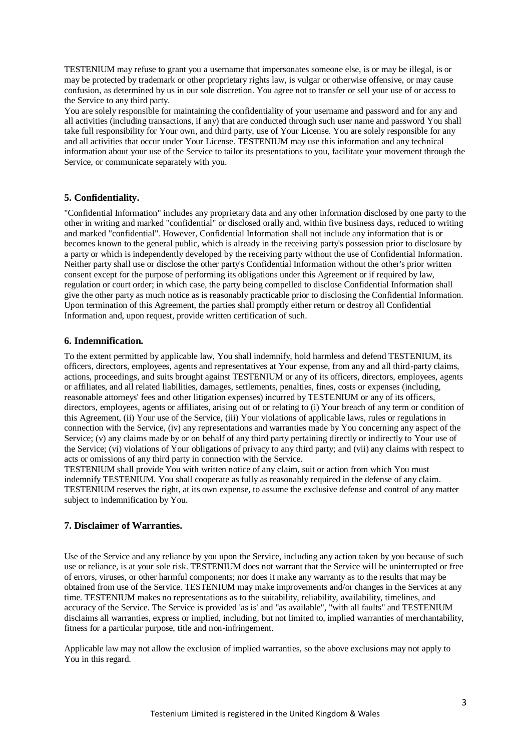TESTENIUM may refuse to grant you a username that impersonates someone else, is or may be illegal, is or may be protected by trademark or other proprietary rights law, is vulgar or otherwise offensive, or may cause confusion, as determined by us in our sole discretion. You agree not to transfer or sell your use of or access to the Service to any third party.

You are solely responsible for maintaining the confidentiality of your username and password and for any and all activities (including transactions, if any) that are conducted through such user name and password You shall take full responsibility for Your own, and third party, use of Your License. You are solely responsible for any and all activities that occur under Your License. TESTENIUM may use this information and any technical information about your use of the Service to tailor its presentations to you, facilitate your movement through the Service, or communicate separately with you.

### 5. Confidentiality.

"Confidential Information" includes any proprietary data and any other information disclosed by one party to the other in writing and marked "confidential" or disclosed orally and, within five business days, reduced to writing and marked "confidential". However, Confidential Information shall not include any information that is or becomes known to the general public, which is already in the receiving party's possession prior to disclosure by a party or which is independently developed by the receiving party without the use of Confidential Information. Neither party shall use or disclose the other party's Confidential Information without the other's prior written consent except for the purpose of performing its obligations under this Agreement or if required by law, regulation or court order; in which case, the party being compelled to disclose Confidential Information shall give the other party as much notice as is reasonably practicable prior to disclosing the Confidential Information. Upon termination of this Agreement, the parties shall promptly either return or destroy all Confidential Information and, upon request, provide written certification of such.

### 6. Indemnification.

To the extent permitted by applicable law, You shall indemnify, hold harmless and defend TESTENIUM, its officers, directors, employees, agents and representatives at Your expense, from any and all third-party claims, actions, proceedings, and suits brought against TESTENIUM or any of its officers, directors, employees, agents or affiliates, and all related liabilities, damages, settlements, penalties, fines, costs or expenses (including, reasonable attorneys' fees and other litigation expenses) incurred by TESTENIUM or any of its officers, directors, employees, agents or affiliates, arising out of or relating to (i) Your breach of any term or condition of this Agreement, (ii) Your use of the Service, (iii) Your violations of applicable laws, rules or regulations in connection with the Service, (iv) any representations and warranties made by You concerning any aspect of the Service; (v) any claims made by or on behalf of any third party pertaining directly or indirectly to Your use of the Service; (vi) violations of Your obligations of privacy to any third party; and (vii) any claims with respect to acts or omissions of any third party in connection with the Service.

TESTENIUM shall provide You with written notice of any claim, suit or action from which You must indemnify TESTENIUM. You shall cooperate as fully as reasonably required in the defense of any claim. TESTENIUM reserves the right, at its own expense, to assume the exclusive defense and control of any matter subject to indemnification by You.

### 7. Disclaimer of Warranties.

Use of the Service and any reliance by you upon the Service, including any action taken by you because of such use or reliance, is at your sole risk. TESTENIUM does not warrant that the Service will be uninterrupted or free of errors, viruses, or other harmful components; nor does it make any warranty as to the results that may be obtained from use of the Service. TESTENIUM may make improvements and/or changes in the Services at any time. TESTENIUM makes no representations as to the suitability, reliability, availability, timelines, and accuracy of the Service. The Service is provided 'as is' and "as available", "with all faults" and TESTENIUM disclaims all warranties, express or implied, including, but not limited to, implied warranties of merchantability, fitness for a particular purpose, title and non-infringement.

Applicable law may not allow the exclusion of implied warranties, so the above exclusions may not apply to You in this regard.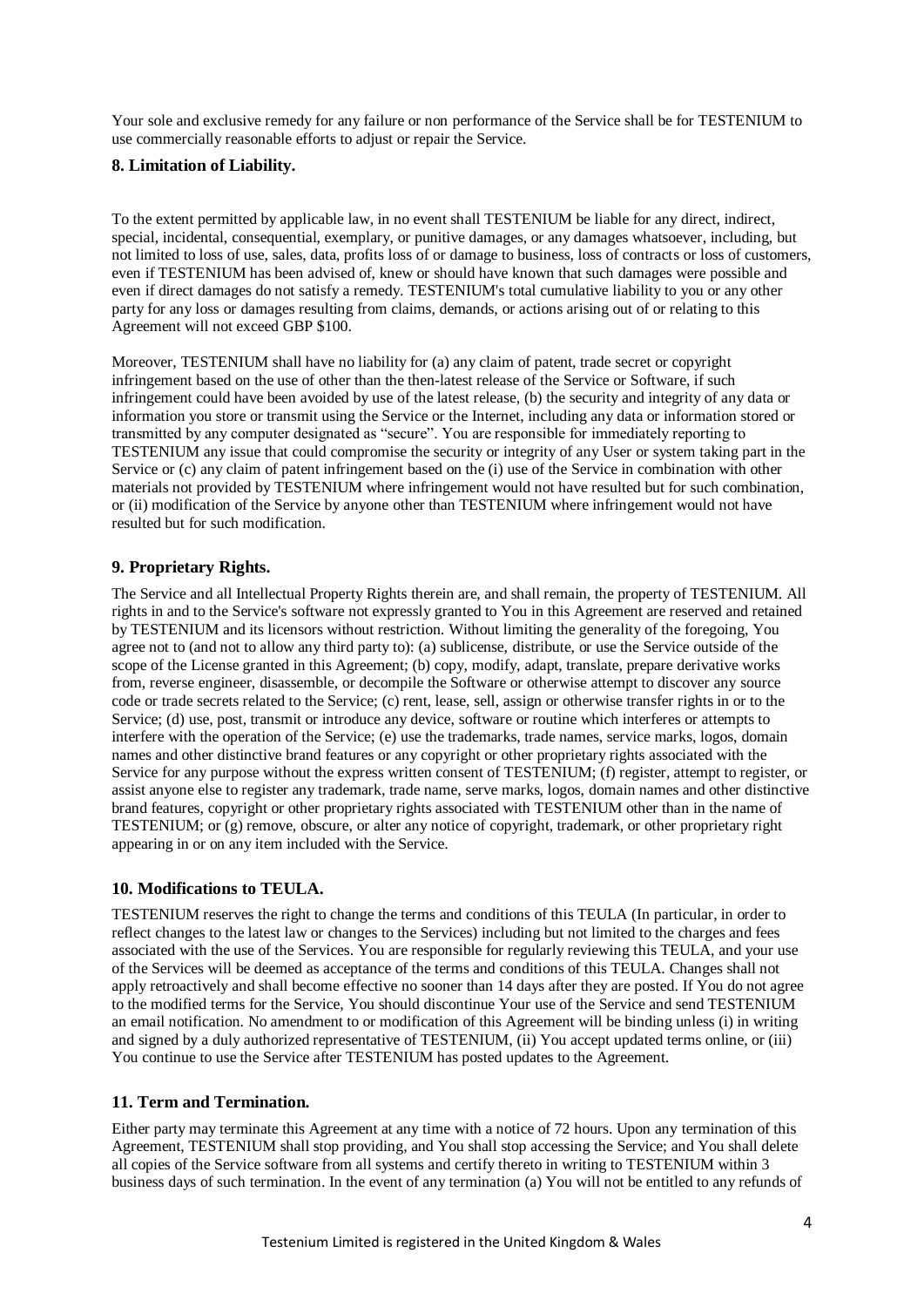Your sole and exclusive remedy for any failure or non performance of the Service shall be for TESTENIUM to use commercially reasonable efforts to adjust or repair the Service.

### 8. Limitation of Liability.

To the extent permitted by applicable law, in no event shall TESTENIUM be liable for any direct, indirect, special, incidental, consequential, exemplary, or punitive damages, or any damages whatsoever, including, but not limited to loss of use, sales, data, profits loss of or damage to business, loss of contracts or loss of customers, even if TESTENIUM has been advised of, knew or should have known that such damages were possible and even if direct damages do not satisfy a remedy. TESTENIUM's total cumulative liability to you or any other party for any loss or damages resulting from claims, demands, or actions arising out of or relating to this Agreement will not exceed GBP $100.

Moreover, TESTENIUM shall have no liability for (a) any claim of patent, trade secret or copyright infringement based on the use of other than the then-latest release of the Service or Software, if such infringement could have been avoided by use of the latest release, (b) the security and integrity of any data or information you store or transmit using the Service or the Internet, including any data or information stored or transmitted by any computer designated as "secure". You are responsible for immediately reporting to TESTENIUM any issue that could compromise the security or integrity of any User or system taking part in the Service or (c) any claim of patent infringement based on the (i) use of the Service in combination with other materials not provided by TESTENIUM where infringement would not have resulted but for such combination, or (ii) modification of the Service by anyone other than TESTENIUM where infringement would not have resulted but for such modification.

### 9. Proprietary Rights.

The Service and all Intellectual Property Rights therein are, and shall remain, the property of TESTENIUM. All rights in and to the Service's software not expressly granted to You in this Agreement are reserved and retained by TESTENIUM and its licensors without restriction. Without limiting the generality of the foregoing, You agree not to (and not to allow any third party to): (a) sublicense, distribute, or use the Service outside of the scope of the License granted in this Agreement; (b) copy, modify, adapt, translate, prepare derivative works from, reverse engineer, disassemble, or decompile the Software or otherwise attempt to discover any source code or trade secrets related to the Service; (c) rent, lease, sell, assign or otherwise transfer rights in or to the Service; (d) use, post, transmit or introduce any device, software or routine which interferes or attempts to interfere with the operation of the Service; (e) use the trademarks, trade names, service marks, logos, domain names and other distinctive brand features or any copyright or other proprietary rights associated with the Service for any purpose without the express written consent of TESTENIUM; (f) register, attempt to register, or assist anyone else to register any trademark, trade name, serve marks, logos, domain names and other distinctive brand features, copyright or other proprietary rights associated with TESTENIUM other than in the name of TESTENIUM; or (g) remove, obscure, or alter any notice of copyright, trademark, or other proprietary right appearing in or on any item included with the Service.

### 10. Modifications to TEULA.

TESTENIUM reserves the right to change the terms and conditions of this TEULA (In particular, in order to reflect changes to the latest law or changes to the Services) including but not limited to the charges and fees associated with the use of the Services. You are responsible for regularly reviewing this TEULA, and your use of the Services will be deemed as acceptance of the terms and conditions of this TEULA. Changes shall not apply retroactively and shall become effective no sooner than 14 days after they are posted. If You do not agree to the modified terms for the Service, You should discontinue Your use of the Service and send TESTENIUM an email notification. No amendment to or modification of this Agreement will be binding unless (i) in writing and signed by a duly authorized representative of TESTENIUM, (ii) You accept updated terms online, or (iii) You continue to use the Service after TESTENIUM has posted updates to the Agreement.

### 11. Term and Termination.

Either party may terminate this Agreement at any time with a notice of 72 hours. Upon any termination of this Agreement, TESTENIUM shall stop providing, and You shall stop accessing the Service; and You shall delete all copies of the Service software from all systems and certify thereto in writing to TESTENIUM within 3 business days of such termination. In the event of any termination (a) You will not be entitled to any refunds of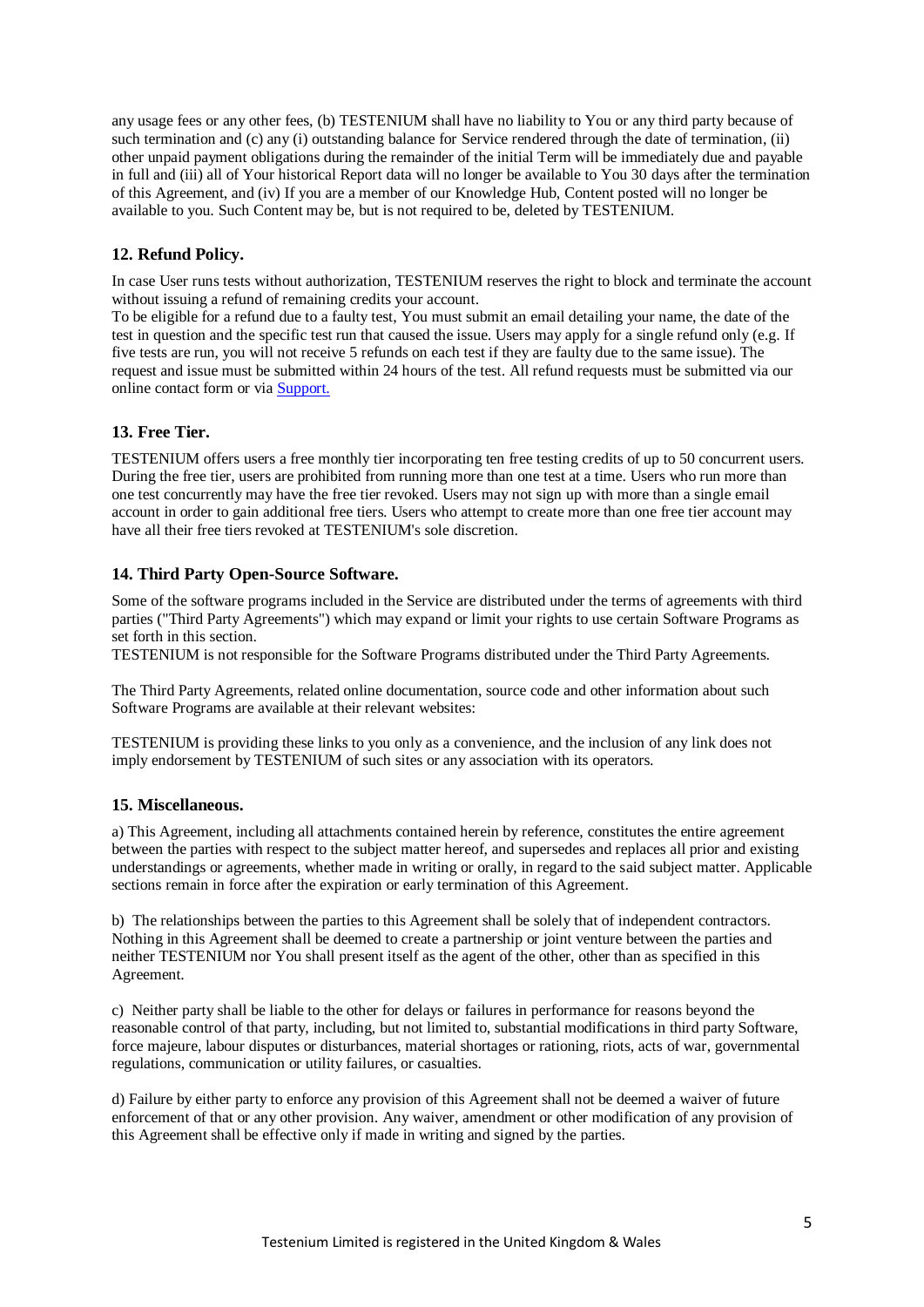any usage fees or any other fees, (b) TESTENIUM shall have no liability to You or any third party because of such termination and (c) any (i) outstanding balance for Service rendered through the date of termination, (ii) other unpaid payment obligations during the remainder of the initial Term will be immediately due and payable in full and (iii) all of Your historical Report data will no longer be available to You 30 days after the termination of this Agreement, and (iv) If you are a member of our Knowledge Hub, Content posted will no longer be available to you. Such Content may be, but is not required to be, deleted by TESTENIUM.

### 12. Refund Policy.

In case User runs tests without authorization, TESTENIUM reserves the right to block and terminate the account without issuing a refund of remaining credits your account.
To be eligible for a refund due to a faulty test, You must submit an email detailing your name, the date of the test in question and the specific test run that caused the issue. Users may apply for a single refund only (e.g. If five tests are run, you will not receive 5 refunds on each test if they are faulty due to the same issue). The request and issue must be submitted within 24 hours of the test. All refund requests must be submitted via our online contact form or via Support.

### 13. Free Tier.

TESTENIUM offers users a free monthly tier incorporating ten free testing credits of up to 50 concurrent users. During the free tier, users are prohibited from running more than one test at a time. Users who run more than one test concurrently may have the free tier revoked. Users may not sign up with more than a single email account in order to gain additional free tiers. Users who attempt to create more than one free tier account may have all their free tiers revoked at TESTENIUM's sole discretion.

### 14. Third Party Open-Source Software.

Some of the software programs included in the Service are distributed under the terms of agreements with third parties ("Third Party Agreements") which may expand or limit your rights to use certain Software Programs as set forth in this section.
TESTENIUM is not responsible for the Software Programs distributed under the Third Party Agreements.

The Third Party Agreements, related online documentation, source code and other information about such Software Programs are available at their relevant websites:

TESTENIUM is providing these links to you only as a convenience, and the inclusion of any link does not imply endorsement by TESTENIUM of such sites or any association with its operators.

### 15. Miscellaneous.

a) This Agreement, including all attachments contained herein by reference, constitutes the entire agreement between the parties with respect to the subject matter hereof, and supersedes and replaces all prior and existing understandings or agreements, whether made in writing or orally, in regard to the said subject matter. Applicable sections remain in force after the expiration or early termination of this Agreement.

b) The relationships between the parties to this Agreement shall be solely that of independent contractors. Nothing in this Agreement shall be deemed to create a partnership or joint venture between the parties and neither TESTENIUM nor You shall present itself as the agent of the other, other than as specified in this Agreement.

c) Neither party shall be liable to the other for delays or failures in performance for reasons beyond the reasonable control of that party, including, but not limited to, substantial modifications in third party Software, force majeure, labour disputes or disturbances, material shortages or rationing, riots, acts of war, governmental regulations, communication or utility failures, or casualties.

d) Failure by either party to enforce any provision of this Agreement shall not be deemed a waiver of future enforcement of that or any other provision. Any waiver, amendment or other modification of any provision of this Agreement shall be effective only if made in writing and signed by the parties.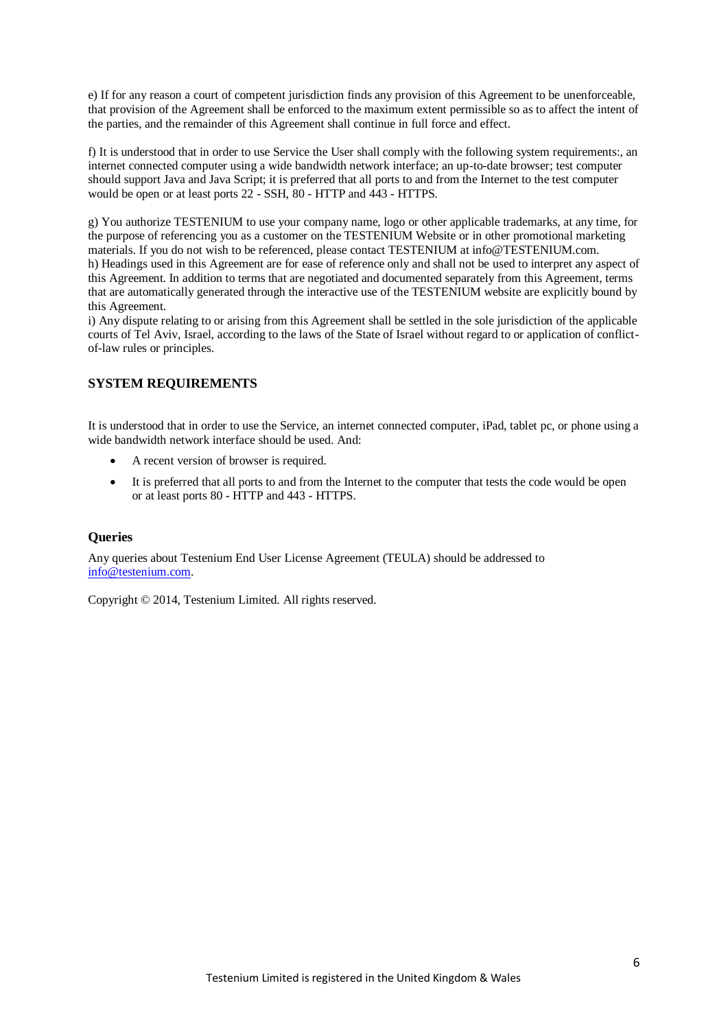e) If for any reason a court of competent jurisdiction finds any provision of this Agreement to be unenforceable, that provision of the Agreement shall be enforced to the maximum extent permissible so as to affect the intent of the parties, and the remainder of this Agreement shall continue in full force and effect.

f) It is understood that in order to use Service the User shall comply with the following system requirements:, an internet connected computer using a wide bandwidth network interface; an up-to-date browser; test computer should support Java and Java Script; it is preferred that all ports to and from the Internet to the test computer would be open or at least ports 22 - SSH, 80 - HTTP and 443 - HTTPS.

g) You authorize TESTENIUM to use your company name, logo or other applicable trademarks, at any time, for the purpose of referencing you as a customer on the TESTENIUM Website or in other promotional marketing materials. If you do not wish to be referenced, please contact TESTENIUM at info@TESTENIUM.com.

h) Headings used in this Agreement are for ease of reference only and shall not be used to interpret any aspect of this Agreement. In addition to terms that are negotiated and documented separately from this Agreement, terms that are automatically generated through the interactive use of the TESTENIUM website are explicitly bound by this Agreement.

i) Any dispute relating to or arising from this Agreement shall be settled in the sole jurisdiction of the applicable courts of Tel Aviv, Israel, according to the laws of the State of Israel without regard to or application of conflict-of-law rules or principles.

## SYSTEM REQUIREMENTS

It is understood that in order to use the Service, an internet connected computer, iPad, tablet pc, or phone using a wide bandwidth network interface should be used. And:

- A recent version of browser is required.
- It is preferred that all ports to and from the Internet to the computer that tests the code would be open or at least ports 80 - HTTP and 443 - HTTPS.

### Queries

Any queries about Testenium End User License Agreement (TEULA) should be addressed to info@testenium.com.

Copyright © 2014, Testenium Limited. All rights reserved.